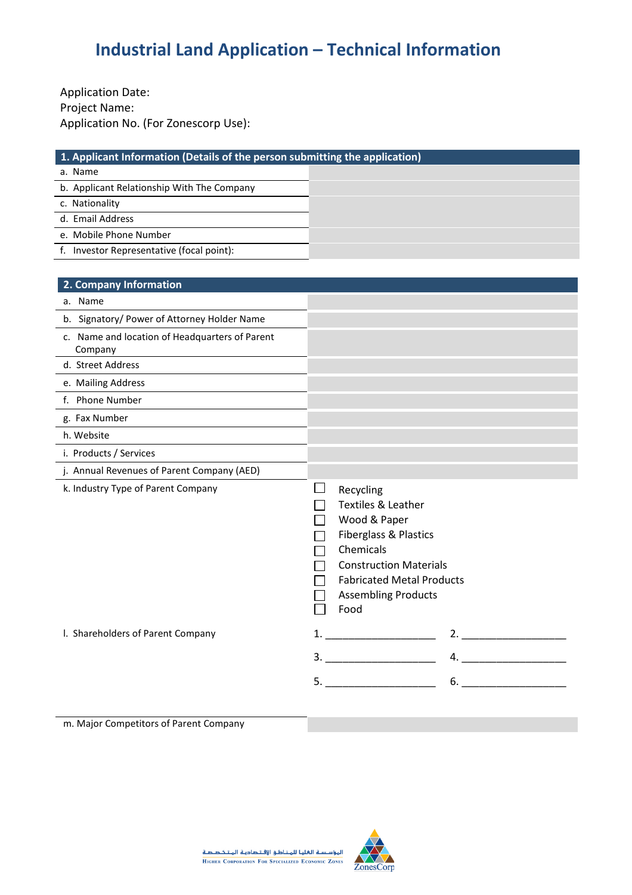# Industrial Land Application – Technical Information

Application Date:
Project Name:
Application No. (For Zonescorp Use):

| 1. Applicant Information (Details of the person submitting the application) | |
|---|---|
| a. Name | |
| b. Applicant Relationship With The Company | |
| c. Nationality | |
| d. Email Address | |
| e. Mobile Phone Number | |
| f. Investor Representative (focal point): | |

| 2. Company Information | |
|---|---|
| a. Name | |
| b. Signatory/ Power of Attorney Holder Name | |
| c. Name and location of Headquarters of Parent Company | |
| d. Street Address | |
| e. Mailing Address | |
| f. Phone Number | |
| g. Fax Number | |
| h. Website | |
| i. Products / Services | |
| j. Annual Revenues of Parent Company (AED) | |
| k. Industry Type of Parent Company | ☐ Recycling<br>☐ Textiles & Leather<br>☐ Wood & Paper<br>☐ Fiberglass & Plastics<br>☐ Chemicals<br>☐ Construction Materials<br>☐ Fabricated Metal Products<br>☐ Assembling Products<br>☐ Food |
| l. Shareholders of Parent Company | 1. ____________ 2. ____________<br>3. ____________ 4. ____________<br>5. ____________ 6. ____________ |
| m. Major Competitors of Parent Company | |

المؤسسة العليا للمناطق الاقتصادية المتخصصة
Higher Corporation For Specialized Economic Zones
ZonesCorp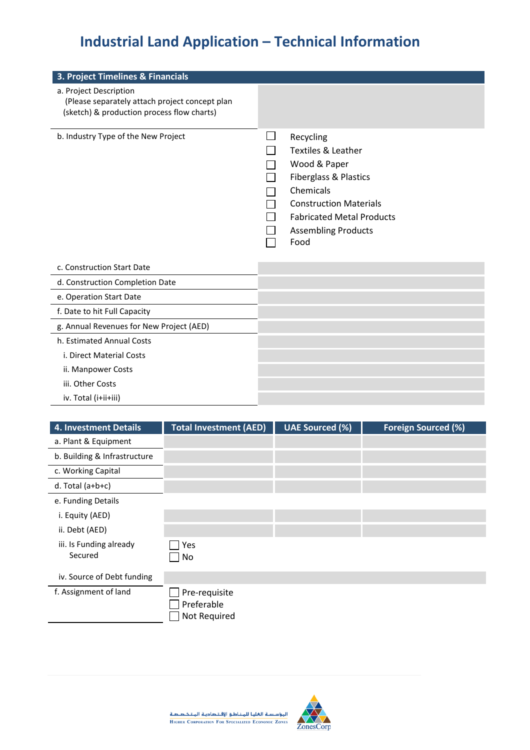# Industrial Land Application – Technical Information

| 3. Project Timelines & Financials | |
|---|---|
| a. Project Description (Please separately attach project concept plan (sketch) & production process flow charts) | |
| b. Industry Type of the New Project | ☐ Recycling<br>☐ Textiles & Leather<br>☐ Wood & Paper<br>☐ Fiberglass & Plastics<br>☐ Chemicals<br>☐ Construction Materials<br>☐ Fabricated Metal Products<br>☐ Assembling Products<br>☐ Food |
| c. Construction Start Date | |
| d. Construction Completion Date | |
| e. Operation Start Date | |
| f. Date to hit Full Capacity | |
| g. Annual Revenues for New Project (AED) | |
| h. Estimated Annual Costs | |
| i. Direct Material Costs | |
| ii. Manpower Costs | |
| iii. Other Costs | |
| iv. Total (i+ii+iii) | |

| 4. Investment Details | Total Investment (AED) | UAE Sourced (%) | Foreign Sourced (%) |
|---|---|---|---|
| a. Plant & Equipment | | | |
| b. Building & Infrastructure | | | |
| c. Working Capital | | | |
| d. Total (a+b+c) | | | |
| e. Funding Details | | | |
| i. Equity (AED) | | | |
| ii. Debt (AED) | | | |
| iii. Is Funding already Secured | ☐ Yes<br>☐ No | | |
| iv. Source of Debt funding | | | |
| f. Assignment of land | ☐ Pre-requisite<br>☐ Preferable<br>☐ Not Required | | |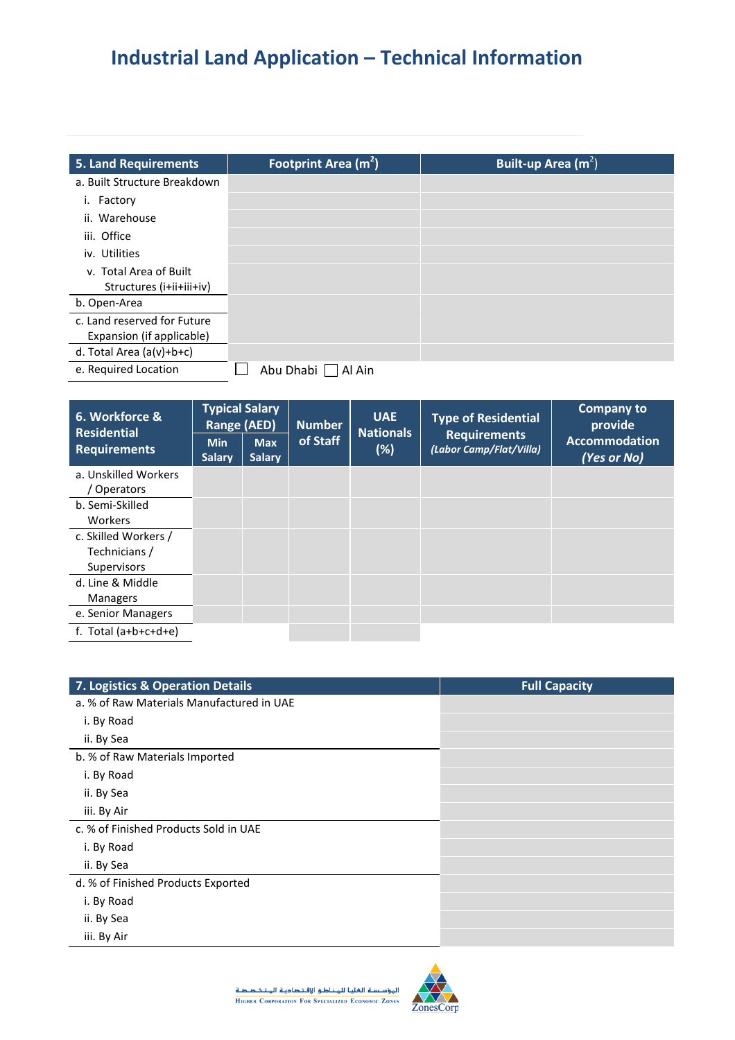# Industrial Land Application – Technical Information

| 5. Land Requirements | Footprint Area ($m^2$) | Built-up Area ($m^2$) |
|---|---|---|
| a. Built Structure Breakdown | | |
| i. Factory | | |
| ii. Warehouse | | |
| iii. Office | | |
| iv. Utilities | | |
| v. Total Area of Built Structures (i+ii+iii+iv) | | |
| b. Open-Area | | |
| c. Land reserved for Future Expansion (if applicable) | | |
| d. Total Area (a(v)+b+c) | | |
| e. Required Location | ☐ Abu Dhabi ☐ Al Ain | |

| 6. Workforce & Residential Requirements | Typical Salary Range (AED) | | Number of Staff | UAE Nationals (%) | Type of Residential Requirements *(Labor Camp/Flat/Villa)* | Company to provide Accommodation *(Yes or No)* |
|---|---|---|---|---|---|---|
| | Min Salary | Max Salary | | | | |
| a. Unskilled Workers / Operators | | | | | | |
| b. Semi-Skilled Workers | | | | | | |
| c. Skilled Workers / Technicians / Supervisors | | | | | | |
| d. Line & Middle Managers | | | | | | |
| e. Senior Managers | | | | | | |
| f. Total (a+b+c+d+e) | | | | | | |

| 7. Logistics & Operation Details | Full Capacity |
|---|---|
| a. % of Raw Materials Manufactured in UAE | |
| i. By Road | |
| ii. By Sea | |
| b. % of Raw Materials Imported | |
| i. By Road | |
| ii. By Sea | |
| iii. By Air | |
| c. % of Finished Products Sold in UAE | |
| i. By Road | |
| ii. By Sea | |
| d. % of Finished Products Exported | |
| i. By Road | |
| ii. By Sea | |
| iii. By Air | |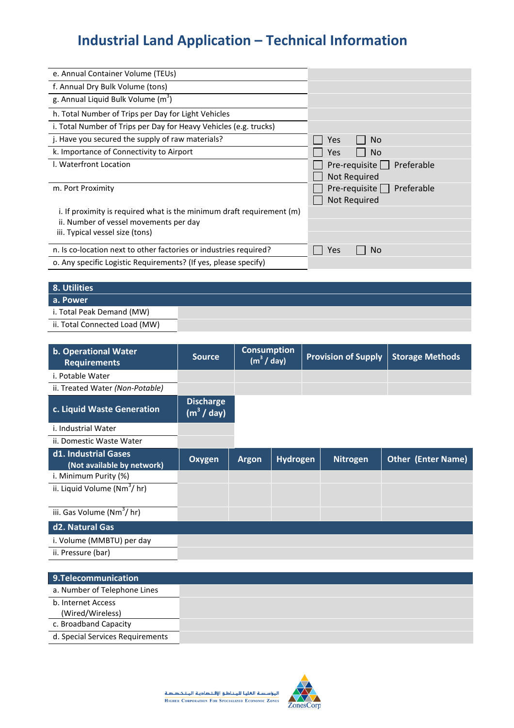# Industrial Land Application – Technical Information

| | |
|---|---|
| e. Annual Container Volume (TEUs) | |
| f. Annual Dry Bulk Volume (tons) | |
| g. Annual Liquid Bulk Volume ($m^3$) | |
| h. Total Number of Trips per Day for Light Vehicles | |
| i. Total Number of Trips per Day for Heavy Vehicles (e.g. trucks) | |
| j. Have you secured the supply of raw materials? | ☐ Yes ☐ No |
| k. Importance of Connectivity to Airport | ☐ Yes ☐ No |
| l. Waterfront Location | ☐ Pre-requisite ☐ Preferable ☐ Not Required |
| m. Port Proximity | ☐ Pre-requisite ☐ Preferable ☐ Not Required |
| i. If proximity is required what is the minimum draft requirement (m) | |
| ii. Number of vessel movements per day | |
| iii. Typical vessel size (tons) | |
| n. Is co-location next to other factories or industries required? | ☐ Yes ☐ No |
| o. Any specific Logistic Requirements? (If yes, please specify) | |

## 8. Utilities

| a. Power | |
|---|---|
| i. Total Peak Demand (MW) | |
| ii. Total Connected Load (MW) | |

| b. Operational Water Requirements | Source | Consumption ($m^3$ / day) | Provision of Supply | Storage Methods |
|---|---|---|---|---|
| i. Potable Water | | | | |
| ii. Treated Water *(Non-Potable)* | | | | |

| c. Liquid Waste Generation | Discharge ($m^3$ / day) |
|---|---|
| i. Industrial Water | |
| ii. Domestic Waste Water | |

| d1. Industrial Gases (Not available by network) | Oxygen | Argon | Hydrogen | Nitrogen | Other (Enter Name) |
|---|---|---|---|---|---|
| i. Minimum Purity (%) | | | | | |
| ii. Liquid Volume ($Nm^3$/ hr) | | | | | |
| iii. Gas Volume ($Nm^3$/ hr) | | | | | |

| d2. Natural Gas | |
|---|---|
| i. Volume (MMBTU) per day | |
| ii. Pressure (bar) | |

## 9.Telecommunication

| | |
|---|---|
| a. Number of Telephone Lines | |
| b. Internet Access (Wired/Wireless) | |
| c. Broadband Capacity | |
| d. Special Services Requirements | |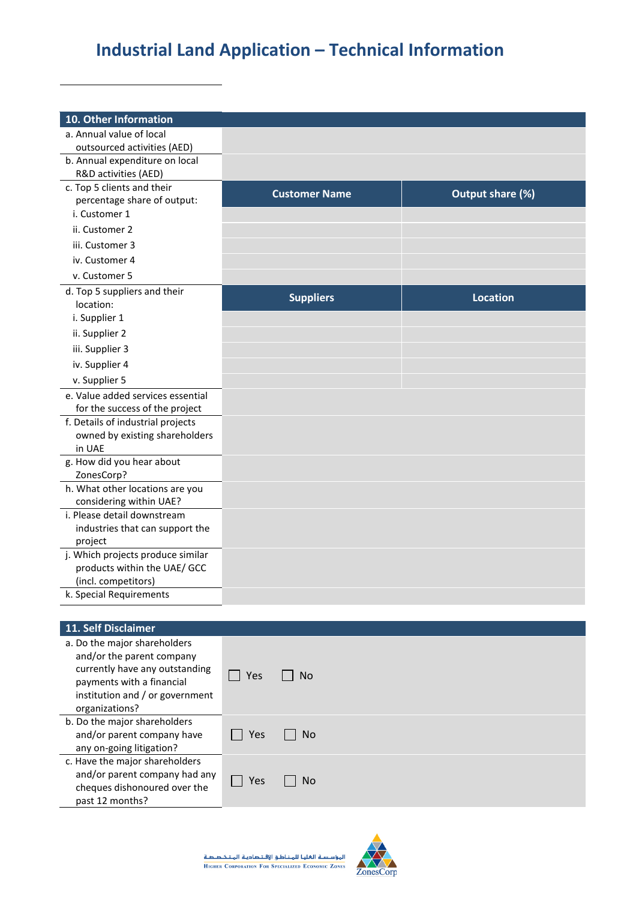# Industrial Land Application – Technical Information

| 10. Other Information | | |
|---|---|---|
| a. Annual value of local outsourced activities (AED) | | |
| b. Annual expenditure on local R&D activities (AED) | | |
| c. Top 5 clients and their percentage share of output: | **Customer Name** | **Output share (%)** |
| i. Customer 1 | | |
| ii. Customer 2 | | |
| iii. Customer 3 | | |
| iv. Customer 4 | | |
| v. Customer 5 | | |
| d. Top 5 suppliers and their location: | **Suppliers** | **Location** |
| i. Supplier 1 | | |
| ii. Supplier 2 | | |
| iii. Supplier 3 | | |
| iv. Supplier 4 | | |
| v. Supplier 5 | | |
| e. Value added services essential for the success of the project | | |
| f. Details of industrial projects owned by existing shareholders in UAE | | |
| g. How did you hear about ZonesCorp? | | |
| h. What other locations are you considering within UAE? | | |
| i. Please detail downstream industries that can support the project | | |
| j. Which projects produce similar products within the UAE/ GCC (incl. competitors) | | |
| k. Special Requirements | | |

| 11. Self Disclaimer | |
|---|---|
| a. Do the major shareholders and/or the parent company currently have any outstanding payments with a financial institution and / or government organizations? | ☐ Yes ☐ No |
| b. Do the major shareholders and/or parent company have any on-going litigation? | ☐ Yes ☐ No |
| c. Have the major shareholders and/or parent company had any cheques dishonoured over the past 12 months? | ☐ Yes ☐ No |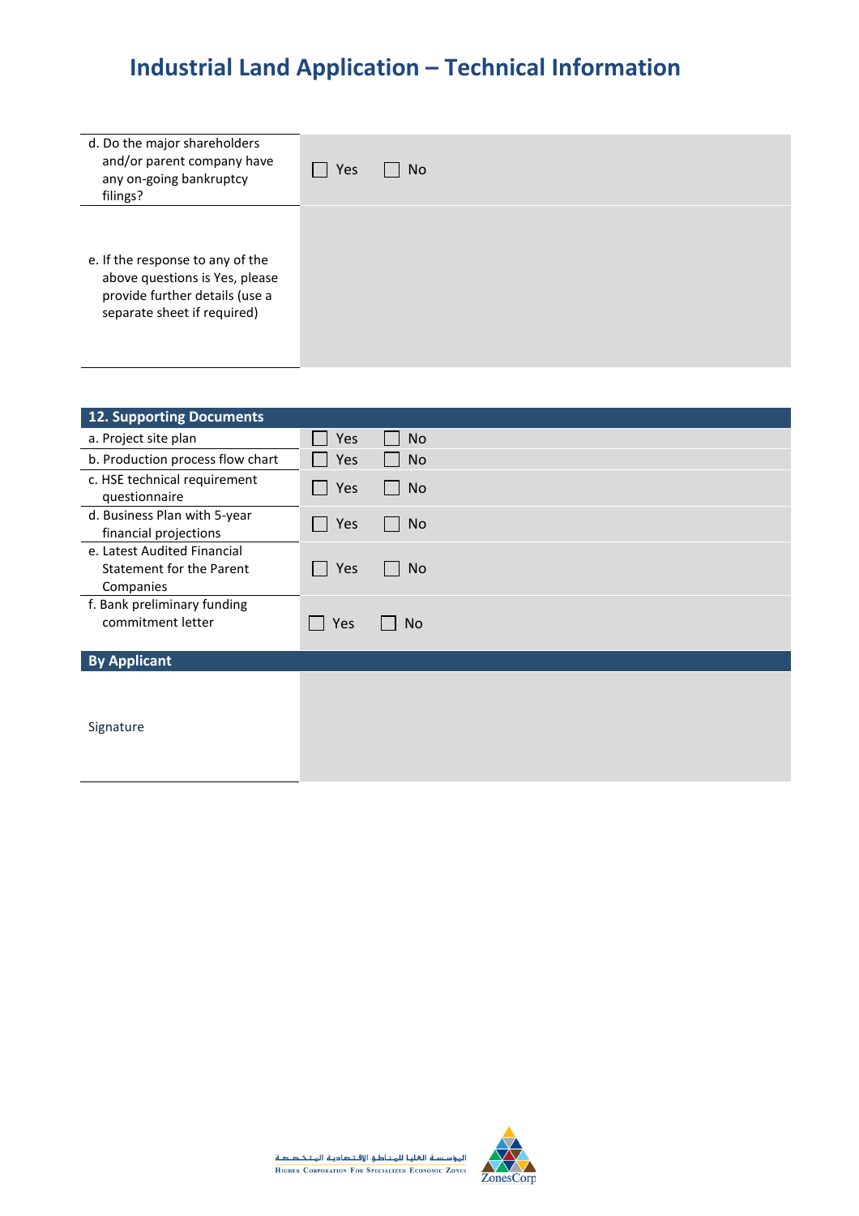# Industrial Land Application – Technical Information

| | |
|---|---|
| d. Do the major shareholders and/or parent company have any on-going bankruptcy filings? | ☐ Yes ☐ No |
| e. If the response to any of the above questions is Yes, please provide further details (use a separate sheet if required) | |

| 12. Supporting Documents | |
|---|---|
| a. Project site plan | ☐ Yes ☐ No |
| b. Production process flow chart | ☐ Yes ☐ No |
| c. HSE technical requirement questionnaire | ☐ Yes ☐ No |
| d. Business Plan with 5-year financial projections | ☐ Yes ☐ No |
| e. Latest Audited Financial Statement for the Parent Companies | ☐ Yes ☐ No |
| f. Bank preliminary funding commitment letter | ☐ Yes ☐ No |

| By Applicant | |
|---|---|
| Signature | |

المؤسسة العليا للمناطق الاقتصادية المتخصصة
Higher Corporation For Specialized Economic Zones
ZonesCorp